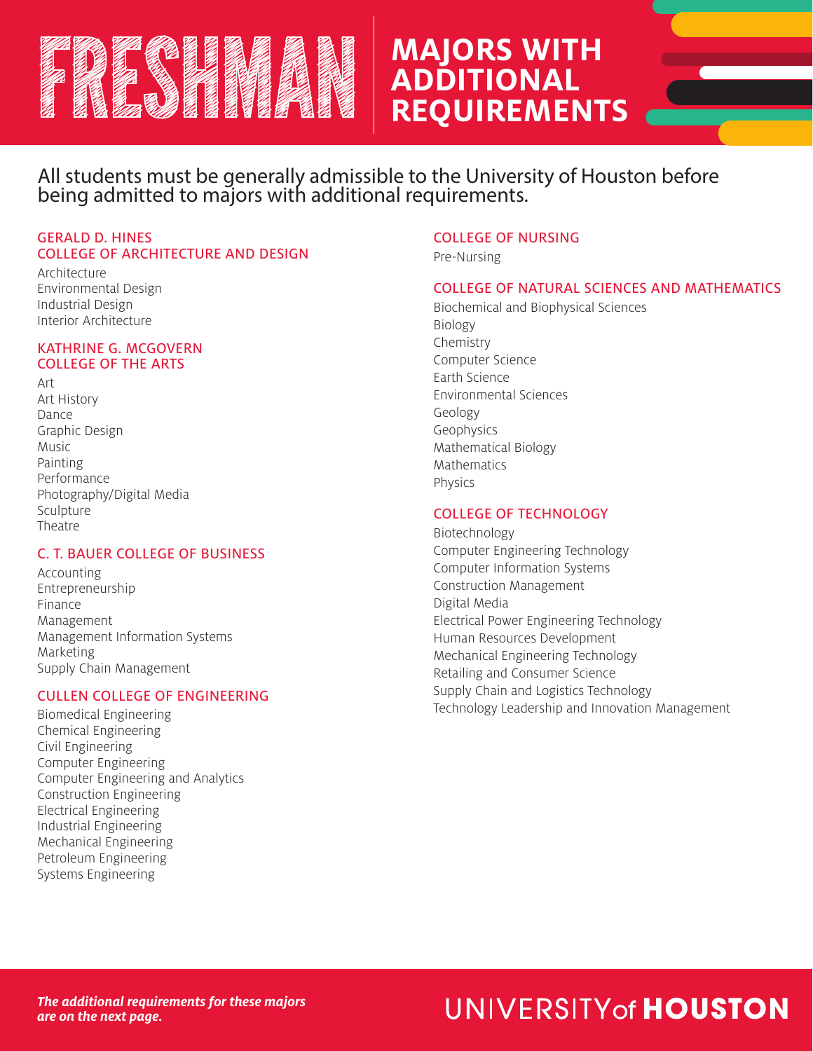# FRESHMAN

## MAJORS WITH ADDITIONAL REQUIREMENTS

All students must be generally admissible to the University of Houston before being admitted to majors with additional requirements.

### GERALD D. HINES COLLEGE OF ARCHITECTURE AND DESIGN

Architecture
Environmental Design
Industrial Design
Interior Architecture

### KATHRINE G. MCGOVERN COLLEGE OF THE ARTS

Art
Art History
Dance
Graphic Design
Music
Painting
Performance
Photography/Digital Media
Sculpture
Theatre

### C. T. BAUER COLLEGE OF BUSINESS

Accounting
Entrepreneurship
Finance
Management
Management Information Systems
Marketing
Supply Chain Management

### CULLEN COLLEGE OF ENGINEERING

Biomedical Engineering
Chemical Engineering
Civil Engineering
Computer Engineering
Computer Engineering and Analytics
Construction Engineering
Electrical Engineering
Industrial Engineering
Mechanical Engineering
Petroleum Engineering
Systems Engineering

### COLLEGE OF NURSING

Pre-Nursing

### COLLEGE OF NATURAL SCIENCES AND MATHEMATICS

Biochemical and Biophysical Sciences
Biology
Chemistry
Computer Science
Earth Science
Environmental Sciences
Geology
Geophysics
Mathematical Biology
Mathematics
Physics

### COLLEGE OF TECHNOLOGY

Biotechnology
Computer Engineering Technology
Computer Information Systems
Construction Management
Digital Media
Electrical Power Engineering Technology
Human Resources Development
Mechanical Engineering Technology
Retailing and Consumer Science
Supply Chain and Logistics Technology
Technology Leadership and Innovation Management

***The additional requirements for these majors are on the next page.***

UNIVERSITY of **HOUSTON**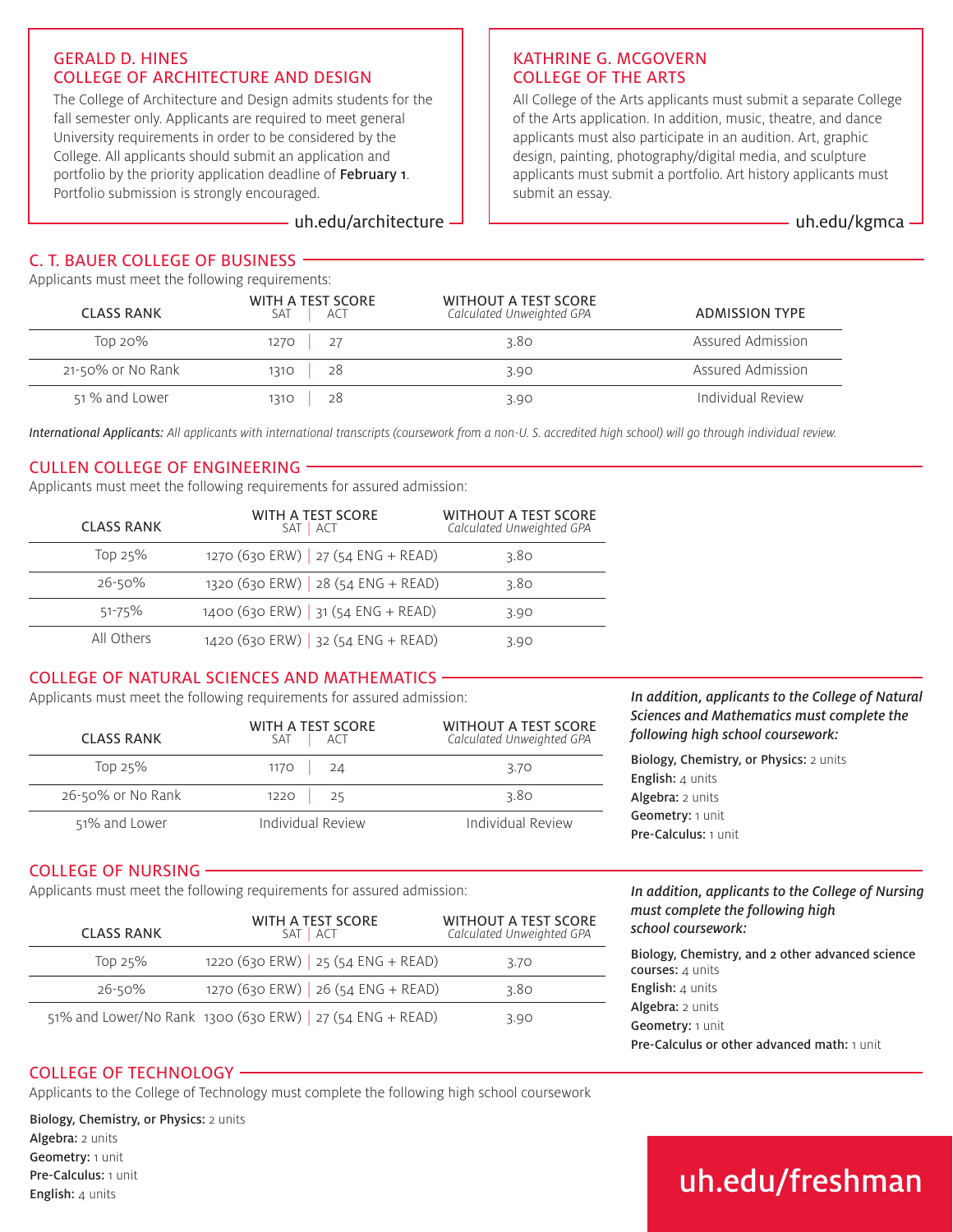## GERALD D. HINES COLLEGE OF ARCHITECTURE AND DESIGN

The College of Architecture and Design admits students for the fall semester only. Applicants are required to meet general University requirements in order to be considered by the College. All applicants should submit an application and portfolio by the priority application deadline of **February 1**. Portfolio submission is strongly encouraged.

uh.edu/architecture

## KATHRINE G. MCGOVERN COLLEGE OF THE ARTS

All College of the Arts applicants must submit a separate College of the Arts application. In addition, music, theatre, and dance applicants must also participate in an audition. Art, graphic design, painting, photography/digital media, and sculpture applicants must submit a portfolio. Art history applicants must submit an essay.

uh.edu/kgmca

## C. T. BAUER COLLEGE OF BUSINESS

Applicants must meet the following requirements:

| CLASS RANK | WITH A TEST SCORE SAT \| ACT | WITHOUT A TEST SCORE *Calculated Unweighted GPA* | ADMISSION TYPE |
|---|---|---|---|
| Top 20% | 1270 \| 27 | 3.80 | Assured Admission |
| 21-50% or No Rank | 1310 \| 28 | 3.90 | Assured Admission |
| 51 % and Lower | 1310 \| 28 | 3.90 | Individual Review |

***International Applicants:*** *All applicants with international transcripts (coursework from a non-U. S. accredited high school) will go through individual review.*

## CULLEN COLLEGE OF ENGINEERING

Applicants must meet the following requirements for assured admission:

| CLASS RANK | WITH A TEST SCORE SAT \| ACT | WITHOUT A TEST SCORE *Calculated Unweighted GPA* |
|---|---|---|
| Top 25% | 1270 (630 ERW) \| 27 (54 ENG + READ) | 3.80 |
| 26-50% | 1320 (630 ERW) \| 28 (54 ENG + READ) | 3.80 |
| 51-75% | 1400 (630 ERW) \| 31 (54 ENG + READ) | 3.90 |
| All Others | 1420 (630 ERW) \| 32 (54 ENG + READ) | 3.90 |

## COLLEGE OF NATURAL SCIENCES AND MATHEMATICS

Applicants must meet the following requirements for assured admission:

| CLASS RANK | WITH A TEST SCORE SAT \| ACT | WITHOUT A TEST SCORE *Calculated Unweighted GPA* |
|---|---|---|
| Top 25% | 1170 \| 24 | 3.70 |
| 26-50% or No Rank | 1220 \| 25 | 3.80 |
| 51% and Lower | Individual Review | Individual Review |

***In addition, applicants to the College of Natural Sciences and Mathematics must complete the following high school coursework:***

**Biology, Chemistry, or Physics:** 2 units
**English:** 4 units
**Algebra:** 2 units
**Geometry:** 1 unit
**Pre-Calculus:** 1 unit

## COLLEGE OF NURSING

Applicants must meet the following requirements for assured admission:

| CLASS RANK | WITH A TEST SCORE SAT \| ACT | WITHOUT A TEST SCORE *Calculated Unweighted GPA* |
|---|---|---|
| Top 25% | 1220 (630 ERW) \| 25 (54 ENG + READ) | 3.70 |
| 26-50% | 1270 (630 ERW) \| 26 (54 ENG + READ) | 3.80 |
| 51% and Lower/No Rank | 1300 (630 ERW) \| 27 (54 ENG + READ) | 3.90 |

***In addition, applicants to the College of Nursing must complete the following high school coursework:***

**Biology, Chemistry, and 2 other advanced science courses:** 4 units
**English:** 4 units
**Algebra:** 2 units
**Geometry:** 1 unit
**Pre-Calculus or other advanced math:** 1 unit

## COLLEGE OF TECHNOLOGY

Applicants to the College of Technology must complete the following high school coursework

**Biology, Chemistry, or Physics:** 2 units
**Algebra:** 2 units
**Geometry:** 1 unit
**Pre-Calculus:** 1 unit
**English:** 4 units

uh.edu/freshman